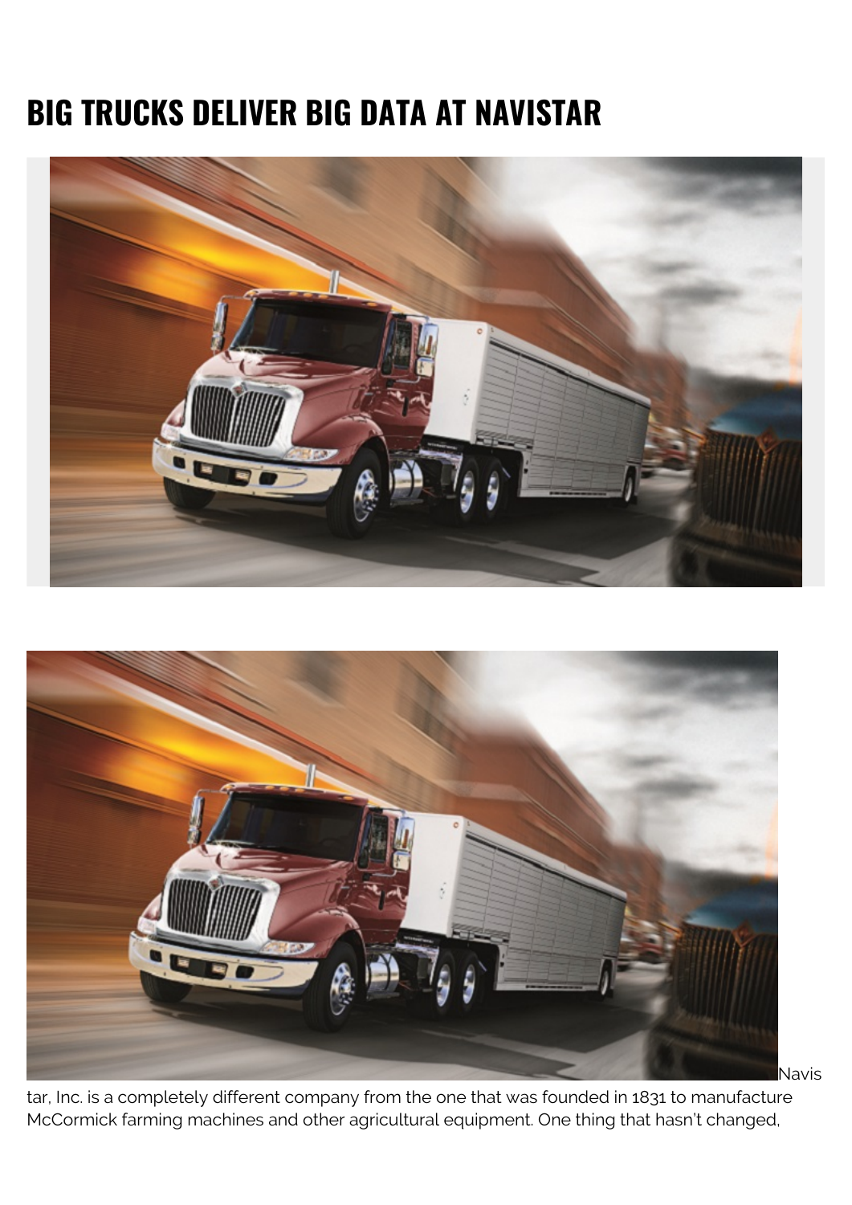# BIG TRUCKS DELIVER BIG DATA AT NAVISTAR

Navistar, Inc. is a completely different company from the one that was founded in 1831 to manufacture McCormick farming machines and other agricultural equipment. One thing that hasn't changed,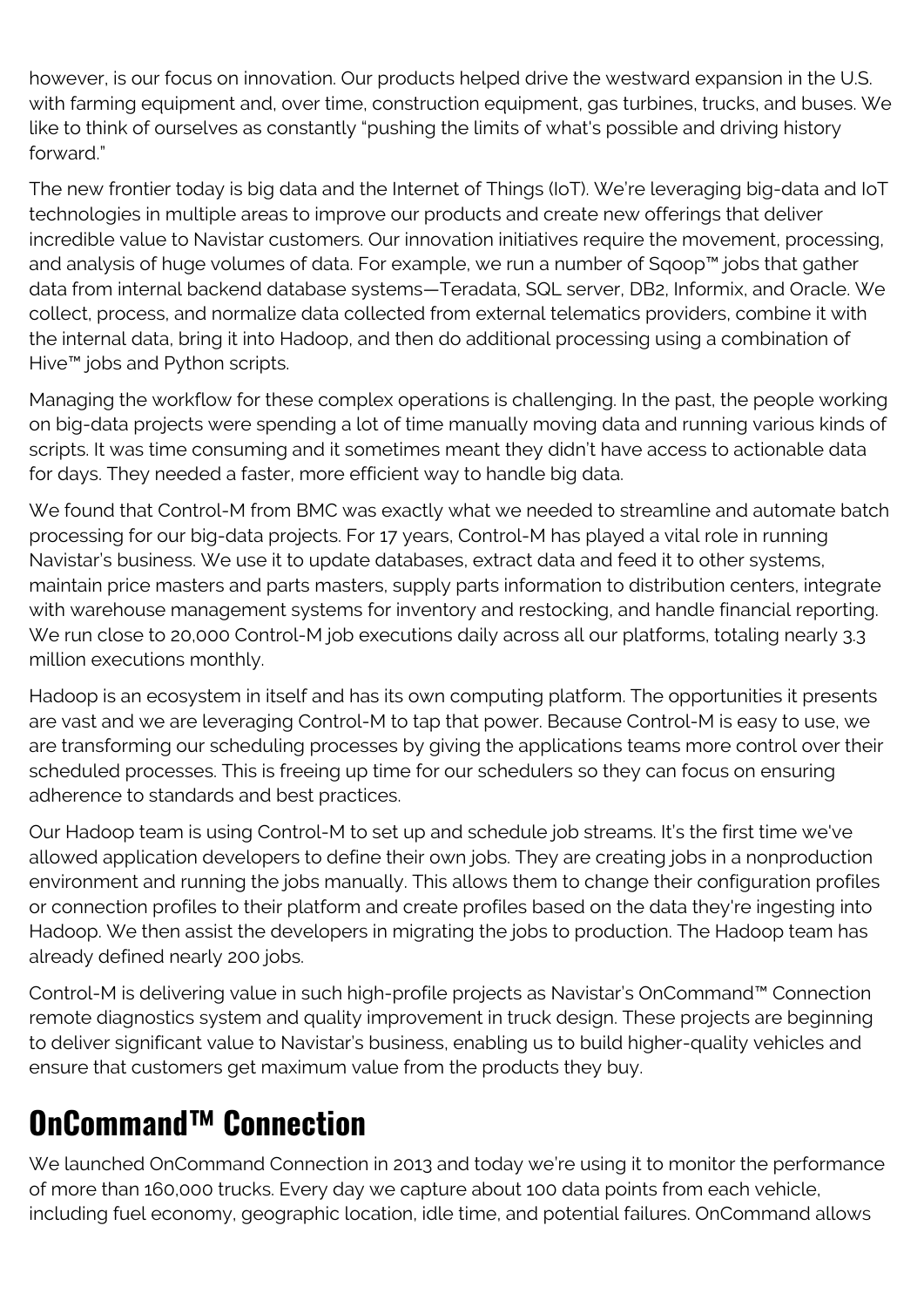however, is our focus on innovation. Our products helped drive the westward expansion in the U.S. with farming equipment and, over time, construction equipment, gas turbines, trucks, and buses. We like to think of ourselves as constantly "pushing the limits of what's possible and driving history forward."

The new frontier today is big data and the Internet of Things (IoT). We're leveraging big-data and IoT technologies in multiple areas to improve our products and create new offerings that deliver incredible value to Navistar customers. Our innovation initiatives require the movement, processing, and analysis of huge volumes of data. For example, we run a number of Sqoop™ jobs that gather data from internal backend database systems—Teradata, SQL server, DB2, Informix, and Oracle. We collect, process, and normalize data collected from external telematics providers, combine it with the internal data, bring it into Hadoop, and then do additional processing using a combination of Hive™ jobs and Python scripts.

Managing the workflow for these complex operations is challenging. In the past, the people working on big-data projects were spending a lot of time manually moving data and running various kinds of scripts. It was time consuming and it sometimes meant they didn't have access to actionable data for days. They needed a faster, more efficient way to handle big data.

We found that Control-M from BMC was exactly what we needed to streamline and automate batch processing for our big-data projects. For 17 years, Control-M has played a vital role in running Navistar's business. We use it to update databases, extract data and feed it to other systems, maintain price masters and parts masters, supply parts information to distribution centers, integrate with warehouse management systems for inventory and restocking, and handle financial reporting. We run close to 20,000 Control-M job executions daily across all our platforms, totaling nearly 3.3 million executions monthly.

Hadoop is an ecosystem in itself and has its own computing platform. The opportunities it presents are vast and we are leveraging Control-M to tap that power. Because Control-M is easy to use, we are transforming our scheduling processes by giving the applications teams more control over their scheduled processes. This is freeing up time for our schedulers so they can focus on ensuring adherence to standards and best practices.

Our Hadoop team is using Control-M to set up and schedule job streams. It's the first time we've allowed application developers to define their own jobs. They are creating jobs in a nonproduction environment and running the jobs manually. This allows them to change their configuration profiles or connection profiles to their platform and create profiles based on the data they're ingesting into Hadoop. We then assist the developers in migrating the jobs to production. The Hadoop team has already defined nearly 200 jobs.

Control-M is delivering value in such high-profile projects as Navistar's OnCommand™ Connection remote diagnostics system and quality improvement in truck design. These projects are beginning to deliver significant value to Navistar's business, enabling us to build higher-quality vehicles and ensure that customers get maximum value from the products they buy.

## OnCommand™ Connection

We launched OnCommand Connection in 2013 and today we're using it to monitor the performance of more than 160,000 trucks. Every day we capture about 100 data points from each vehicle, including fuel economy, geographic location, idle time, and potential failures. OnCommand allows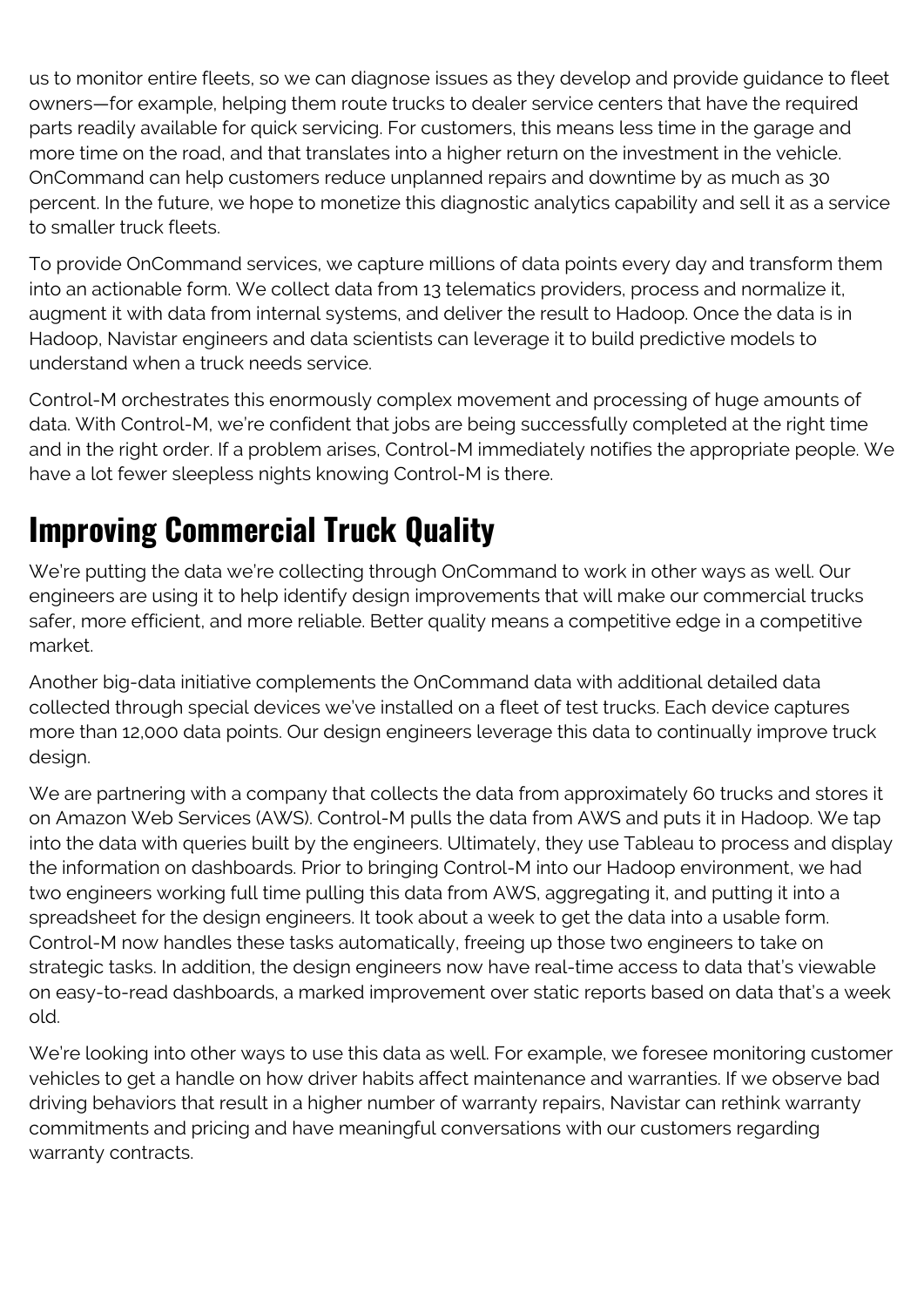us to monitor entire fleets, so we can diagnose issues as they develop and provide guidance to fleet owners—for example, helping them route trucks to dealer service centers that have the required parts readily available for quick servicing. For customers, this means less time in the garage and more time on the road, and that translates into a higher return on the investment in the vehicle. OnCommand can help customers reduce unplanned repairs and downtime by as much as 30 percent. In the future, we hope to monetize this diagnostic analytics capability and sell it as a service to smaller truck fleets.

To provide OnCommand services, we capture millions of data points every day and transform them into an actionable form. We collect data from 13 telematics providers, process and normalize it, augment it with data from internal systems, and deliver the result to Hadoop. Once the data is in Hadoop, Navistar engineers and data scientists can leverage it to build predictive models to understand when a truck needs service.

Control-M orchestrates this enormously complex movement and processing of huge amounts of data. With Control-M, we're confident that jobs are being successfully completed at the right time and in the right order. If a problem arises, Control-M immediately notifies the appropriate people. We have a lot fewer sleepless nights knowing Control-M is there.

## Improving Commercial Truck Quality

We're putting the data we're collecting through OnCommand to work in other ways as well. Our engineers are using it to help identify design improvements that will make our commercial trucks safer, more efficient, and more reliable. Better quality means a competitive edge in a competitive market.

Another big-data initiative complements the OnCommand data with additional detailed data collected through special devices we've installed on a fleet of test trucks. Each device captures more than 12,000 data points. Our design engineers leverage this data to continually improve truck design.

We are partnering with a company that collects the data from approximately 60 trucks and stores it on Amazon Web Services (AWS). Control-M pulls the data from AWS and puts it in Hadoop. We tap into the data with queries built by the engineers. Ultimately, they use Tableau to process and display the information on dashboards. Prior to bringing Control-M into our Hadoop environment, we had two engineers working full time pulling this data from AWS, aggregating it, and putting it into a spreadsheet for the design engineers. It took about a week to get the data into a usable form. Control-M now handles these tasks automatically, freeing up those two engineers to take on strategic tasks. In addition, the design engineers now have real-time access to data that's viewable on easy-to-read dashboards, a marked improvement over static reports based on data that's a week old.

We're looking into other ways to use this data as well. For example, we foresee monitoring customer vehicles to get a handle on how driver habits affect maintenance and warranties. If we observe bad driving behaviors that result in a higher number of warranty repairs, Navistar can rethink warranty commitments and pricing and have meaningful conversations with our customers regarding warranty contracts.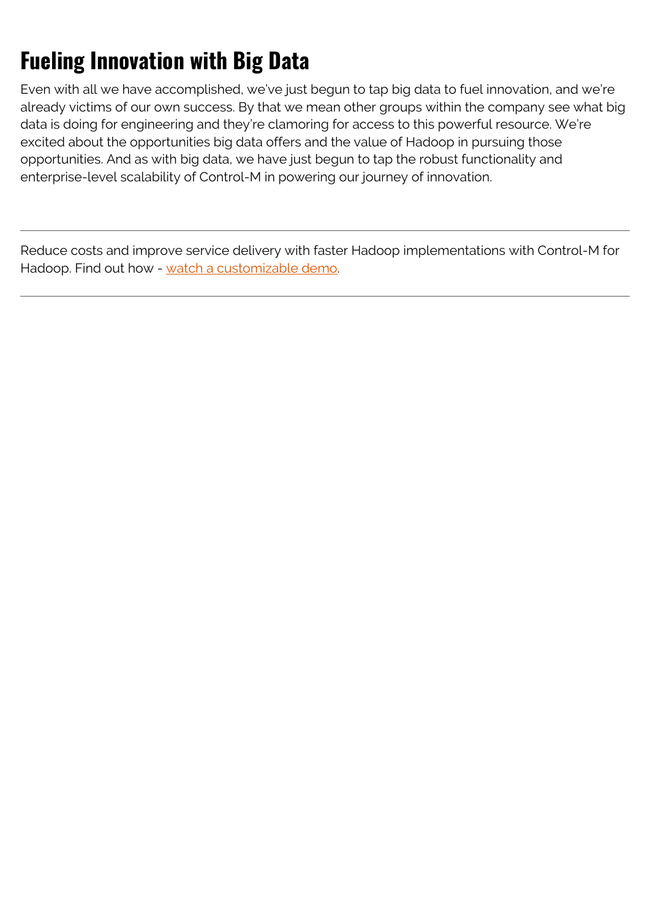# Fueling Innovation with Big Data

Even with all we have accomplished, we've just begun to tap big data to fuel innovation, and we're already victims of our own success. By that we mean other groups within the company see what big data is doing for engineering and they're clamoring for access to this powerful resource. We're excited about the opportunities big data offers and the value of Hadoop in pursuing those opportunities. And as with big data, we have just begun to tap the robust functionality and enterprise-level scalability of Control-M in powering our journey of innovation.

---

Reduce costs and improve service delivery with faster Hadoop implementations with Control-M for Hadoop. Find out how - watch a customizable demo.

---